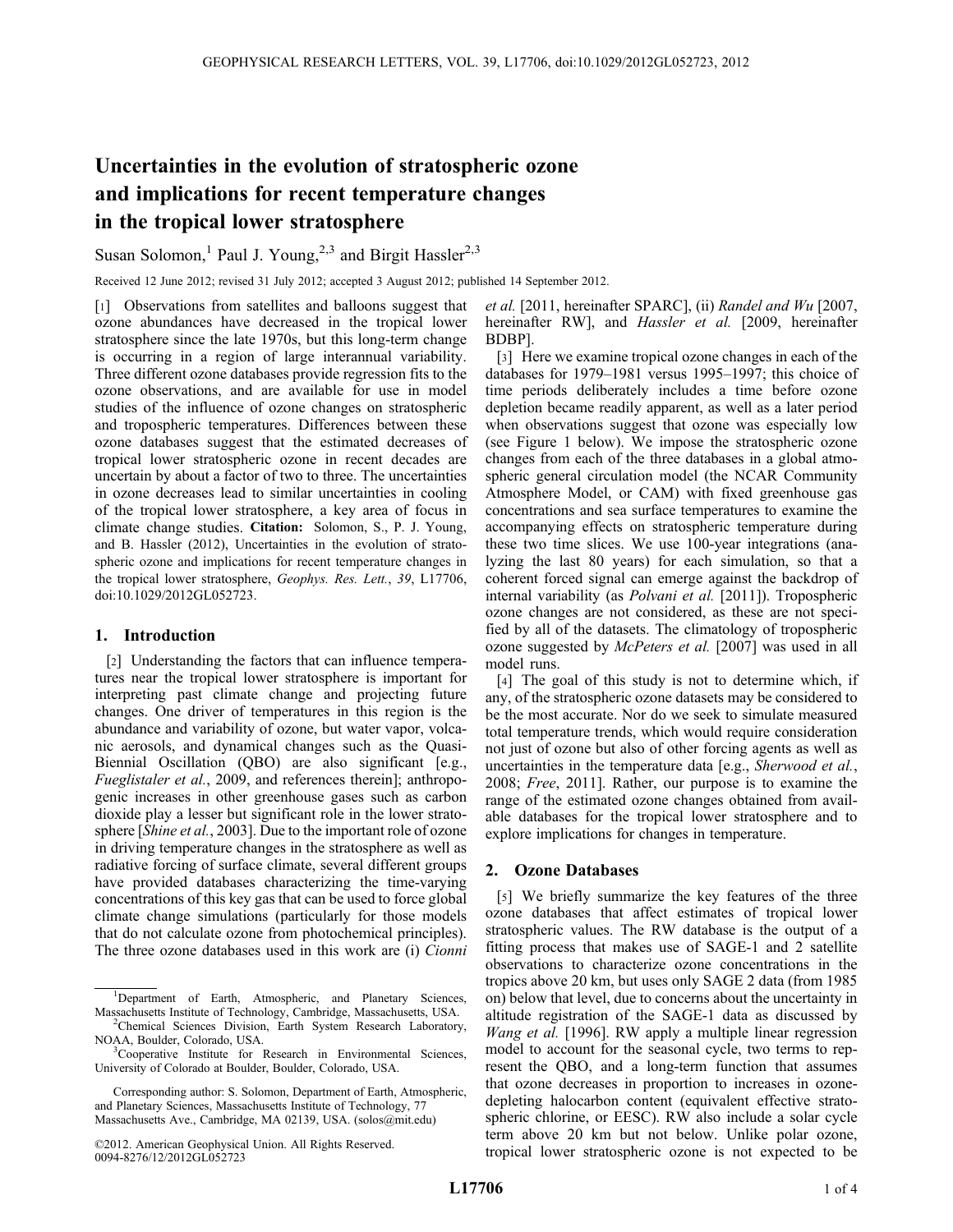# Uncertainties in the evolution of stratospheric ozone and implications for recent temperature changes in the tropical lower stratosphere

Susan Solomon,[1] Paul J. Young,[2,3] and Birgit Hassler[2,3]

Received 12 June 2012; revised 31 July 2012; accepted 3 August 2012; published 14 September 2012.

[1] Observations from satellites and balloons suggest that ozone abundances have decreased in the tropical lower stratosphere since the late 1970s, but this long-term change is occurring in a region of large interannual variability. Three different ozone databases provide regression fits to the ozone observations, and are available for use in model studies of the influence of ozone changes on stratospheric and tropospheric temperatures. Differences between these ozone databases suggest that the estimated decreases of tropical lower stratospheric ozone in recent decades are uncertain by about a factor of two to three. The uncertainties in ozone decreases lead to similar uncertainties in cooling of the tropical lower stratosphere, a key area of focus in climate change studies. **Citation:** Solomon, S., P. J. Young, and B. Hassler (2012), Uncertainties in the evolution of stratospheric ozone and implications for recent temperature changes in the tropical lower stratosphere, *Geophys. Res. Lett.*, *39*, L17706, doi:10.1029/2012GL052723.

## 1. Introduction

[2] Understanding the factors that can influence temperatures near the tropical lower stratosphere is important for interpreting past climate change and projecting future changes. One driver of temperatures in this region is the abundance and variability of ozone, but water vapor, volcanic aerosols, and dynamical changes such as the Quasi-Biennial Oscillation (QBO) are also significant [e.g., *Fueglistaler et al.*, 2009, and references therein]; anthropogenic increases in other greenhouse gases such as carbon dioxide play a lesser but significant role in the lower stratosphere [*Shine et al.*, 2003]. Due to the important role of ozone in driving temperature changes in the stratosphere as well as radiative forcing of surface climate, several different groups have provided databases characterizing the time-varying concentrations of this key gas that can be used to force global climate change simulations (particularly for those models that do not calculate ozone from photochemical principles). The three ozone databases used in this work are (i) *Cionni et al.* [2011, hereinafter SPARC], (ii) *Randel and Wu* [2007, hereinafter RW], and *Hassler et al.* [2009, hereinafter BDBP].

[3] Here we examine tropical ozone changes in each of the databases for 1979–1981 versus 1995–1997; this choice of time periods deliberately includes a time before ozone depletion became readily apparent, as well as a later period when observations suggest that ozone was especially low (see Figure 1 below). We impose the stratospheric ozone changes from each of the three databases in a global atmospheric general circulation model (the NCAR Community Atmosphere Model, or CAM) with fixed greenhouse gas concentrations and sea surface temperatures to examine the accompanying effects on stratospheric temperature during these two time slices. We use 100-year integrations (analyzing the last 80 years) for each simulation, so that a coherent forced signal can emerge against the backdrop of internal variability (as *Polvani et al.* [2011]). Tropospheric ozone changes are not considered, as these are not specified by all of the datasets. The climatology of tropospheric ozone suggested by *McPeters et al.* [2007] was used in all model runs.

[4] The goal of this study is not to determine which, if any, of the stratospheric ozone datasets may be considered to be the most accurate. Nor do we seek to simulate measured total temperature trends, which would require consideration not just of ozone but also of other forcing agents as well as uncertainties in the temperature data [e.g., *Sherwood et al.*, 2008; *Free*, 2011]. Rather, our purpose is to examine the range of the estimated ozone changes obtained from available databases for the tropical lower stratosphere and to explore implications for changes in temperature.

## 2. Ozone Databases

[5] We briefly summarize the key features of the three ozone databases that affect estimates of tropical lower stratospheric values. The RW database is the output of a fitting process that makes use of SAGE-1 and 2 satellite observations to characterize ozone concentrations in the tropics above 20 km, but uses only SAGE 2 data (from 1985 on) below that level, due to concerns about the uncertainty in altitude registration of the SAGE-1 data as discussed by *Wang et al.* [1996]. RW apply a multiple linear regression model to account for the seasonal cycle, two terms to represent the QBO, and a long-term function that assumes that ozone decreases in proportion to increases in ozone-depleting halocarbon content (equivalent effective stratospheric chlorine, or EESC). RW also include a solar cycle term above 20 km but not below. Unlike polar ozone, tropical lower stratospheric ozone is not expected to be

---

[1] Department of Earth, Atmospheric, and Planetary Sciences, Massachusetts Institute of Technology, Cambridge, Massachusetts, USA.
[2] Chemical Sciences Division, Earth System Research Laboratory, NOAA, Boulder, Colorado, USA.
[3] Cooperative Institute for Research in Environmental Sciences, University of Colorado at Boulder, Boulder, Colorado, USA.

Corresponding author: S. Solomon, Department of Earth, Atmospheric, and Planetary Sciences, Massachusetts Institute of Technology, 77 Massachusetts Ave., Cambridge, MA 02139, USA. (solos@mit.edu)

©2012. American Geophysical Union. All Rights Reserved.
0094-8276/12/2012GL052723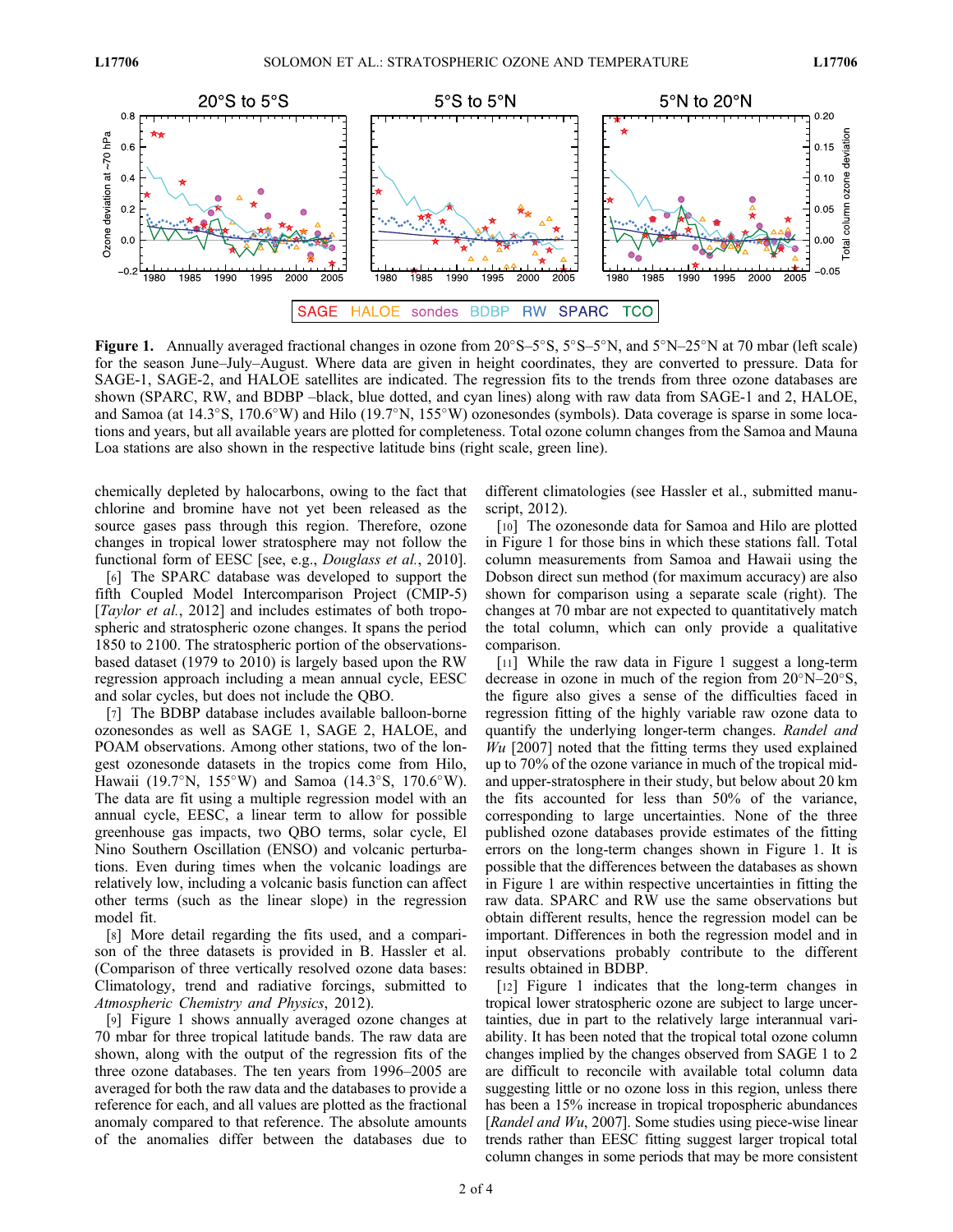**Figure 1.** Annually averaged fractional changes in ozone from 20°S–5°S, 5°S–5°N, and 5°N–25°N at 70 mbar (left scale) for the season June–July–August. Where data are given in height coordinates, they are converted to pressure. Data for SAGE-1, SAGE-2, and HALOE satellites are indicated. The regression fits to the trends from three ozone databases are shown (SPARC, RW, and BDBP –black, blue dotted, and cyan lines) along with raw data from SAGE-1 and 2, HALOE, and Samoa (at 14.3°S, 170.6°W) and Hilo (19.7°N, 155°W) ozonesondes (symbols). Data coverage is sparse in some locations and years, but all available years are plotted for completeness. Total ozone column changes from the Samoa and Mauna Loa stations are also shown in the respective latitude bins (right scale, green line).

chemically depleted by halocarbons, owing to the fact that chlorine and bromine have not yet been released as the source gases pass through this region. Therefore, ozone changes in tropical lower stratosphere may not follow the functional form of EESC [see, e.g., *Douglass et al.*, 2010].

[6] The SPARC database was developed to support the fifth Coupled Model Intercomparison Project (CMIP-5) [*Taylor et al.*, 2012] and includes estimates of both tropospheric and stratospheric ozone changes. It spans the period 1850 to 2100. The stratospheric portion of the observations-based dataset (1979 to 2010) is largely based upon the RW regression approach including a mean annual cycle, EESC and solar cycles, but does not include the QBO.

[7] The BDBP database includes available balloon-borne ozonesondes as well as SAGE 1, SAGE 2, HALOE, and POAM observations. Among other stations, two of the longest ozonesonde datasets in the tropics come from Hilo, Hawaii (19.7°N, 155°W) and Samoa (14.3°S, 170.6°W). The data are fit using a multiple regression model with an annual cycle, EESC, a linear term to allow for possible greenhouse gas impacts, two QBO terms, solar cycle, El Nino Southern Oscillation (ENSO) and volcanic perturbations. Even during times when the volcanic loadings are relatively low, including a volcanic basis function can affect other terms (such as the linear slope) in the regression model fit.

[8] More detail regarding the fits used, and a comparison of the three datasets is provided in B. Hassler et al. (Comparison of three vertically resolved ozone data bases: Climatology, trend and radiative forcings, submitted to *Atmospheric Chemistry and Physics*, 2012).

[9] Figure 1 shows annually averaged ozone changes at 70 mbar for three tropical latitude bands. The raw data are shown, along with the output of the regression fits of the three ozone databases. The ten years from 1996–2005 are averaged for both the raw data and the databases to provide a reference for each, and all values are plotted as the fractional anomaly compared to that reference. The absolute amounts of the anomalies differ between the databases due to different climatologies (see Hassler et al., submitted manuscript, 2012).

[10] The ozonesonde data for Samoa and Hilo are plotted in Figure 1 for those bins in which these stations fall. Total column measurements from Samoa and Hawaii using the Dobson direct sun method (for maximum accuracy) are also shown for comparison using a separate scale (right). The changes at 70 mbar are not expected to quantitatively match the total column, which can only provide a qualitative comparison.

[11] While the raw data in Figure 1 suggest a long-term decrease in ozone in much of the region from 20°N–20°S, the figure also gives a sense of the difficulties faced in regression fitting of the highly variable raw ozone data to quantify the underlying longer-term changes. *Randel and Wu* [2007] noted that the fitting terms they used explained up to 70% of the ozone variance in much of the tropical mid- and upper-stratosphere in their study, but below about 20 km the fits accounted for less than 50% of the variance, corresponding to large uncertainties. None of the three published ozone databases provide estimates of the fitting errors on the long-term changes shown in Figure 1. It is possible that the differences between the databases as shown in Figure 1 are within respective uncertainties in fitting the raw data. SPARC and RW use the same observations but obtain different results, hence the regression model can be important. Differences in both the regression model and in input observations probably contribute to the different results obtained in BDBP.

[12] Figure 1 indicates that the long-term changes in tropical lower stratospheric ozone are subject to large uncertainties, due in part to the relatively large interannual variability. It has been noted that the tropical total ozone column changes implied by the changes observed from SAGE 1 to 2 are difficult to reconcile with available total column data suggesting little or no ozone loss in this region, unless there has been a 15% increase in tropical tropospheric abundances [*Randel and Wu*, 2007]. Some studies using piece-wise linear trends rather than EESC fitting suggest larger tropical total column changes in some periods that may be more consistent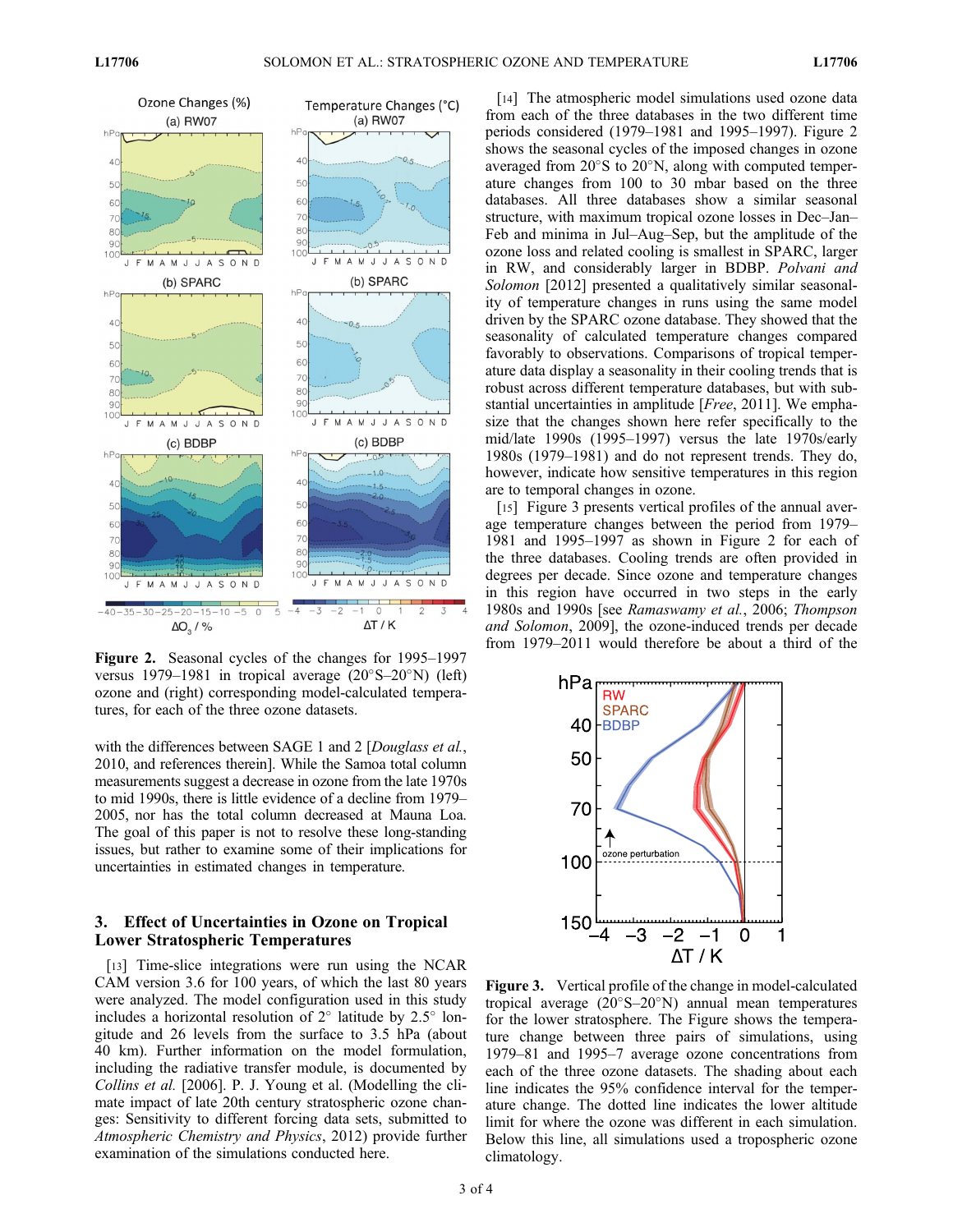Figure 2. Seasonal cycles of the changes for 1995–1997 versus 1979–1981 in tropical average (20°S–20°N) (left) ozone and (right) corresponding model-calculated temperatures, for each of the three ozone datasets.

with the differences between SAGE 1 and 2 [*Douglass et al.*, 2010, and references therein]. While the Samoa total column measurements suggest a decrease in ozone from the late 1970s to mid 1990s, there is little evidence of a decline from 1979–2005, nor has the total column decreased at Mauna Loa. The goal of this paper is not to resolve these long-standing issues, but rather to examine some of their implications for uncertainties in estimated changes in temperature.

## 3. Effect of Uncertainties in Ozone on Tropical Lower Stratospheric Temperatures

[13] Time-slice integrations were run using the NCAR CAM version 3.6 for 100 years, of which the last 80 years were analyzed. The model configuration used in this study includes a horizontal resolution of 2° latitude by 2.5° longitude and 26 levels from the surface to 3.5 hPa (about 40 km). Further information on the model formulation, including the radiative transfer module, is documented by *Collins et al.* [2006]. P. J. Young et al. (Modelling the climate impact of late 20th century stratospheric ozone changes: Sensitivity to different forcing data sets, submitted to *Atmospheric Chemistry and Physics*, 2012) provide further examination of the simulations conducted here.

[14] The atmospheric model simulations used ozone data from each of the three databases in the two different time periods considered (1979–1981 and 1995–1997). Figure 2 shows the seasonal cycles of the imposed changes in ozone averaged from 20°S to 20°N, along with computed temperature changes from 100 to 30 mbar based on the three databases. All three databases show a similar seasonal structure, with maximum tropical ozone losses in Dec–Jan–Feb and minima in Jul–Aug–Sep, but the amplitude of the ozone loss and related cooling is smallest in SPARC, larger in RW, and considerably larger in BDBP. *Polvani and Solomon* [2012] presented a qualitatively similar seasonality of temperature changes in runs using the same model driven by the SPARC ozone database. They showed that the seasonality of calculated temperature changes compared favorably to observations. Comparisons of tropical temperature data display a seasonality in their cooling trends that is robust across different temperature databases, but with substantial uncertainties in amplitude [*Free*, 2011]. We emphasize that the changes shown here refer specifically to the mid/late 1990s (1995–1997) versus the late 1970s/early 1980s (1979–1981) and do not represent trends. They do, however, indicate how sensitive temperatures in this region are to temporal changes in ozone.

[15] Figure 3 presents vertical profiles of the annual average temperature changes between the period from 1979–1981 and 1995–1997 as shown in Figure 2 for each of the three databases. Cooling trends are often provided in degrees per decade. Since ozone and temperature changes in this region have occurred in two steps in the early 1980s and 1990s [see *Ramaswamy et al.*, 2006; *Thompson and Solomon*, 2009], the ozone-induced trends per decade from 1979–2011 would therefore be about a third of the

Figure 3. Vertical profile of the change in model-calculated tropical average (20°S–20°N) annual mean temperatures for the lower stratosphere. The Figure shows the temperature change between three pairs of simulations, using 1979–81 and 1995–7 average ozone concentrations from each of the three ozone datasets. The shading about each line indicates the 95% confidence interval for the temperature change. The dotted line indicates the lower altitude limit for where the ozone was different in each simulation. Below this line, all simulations used a tropospheric ozone climatology.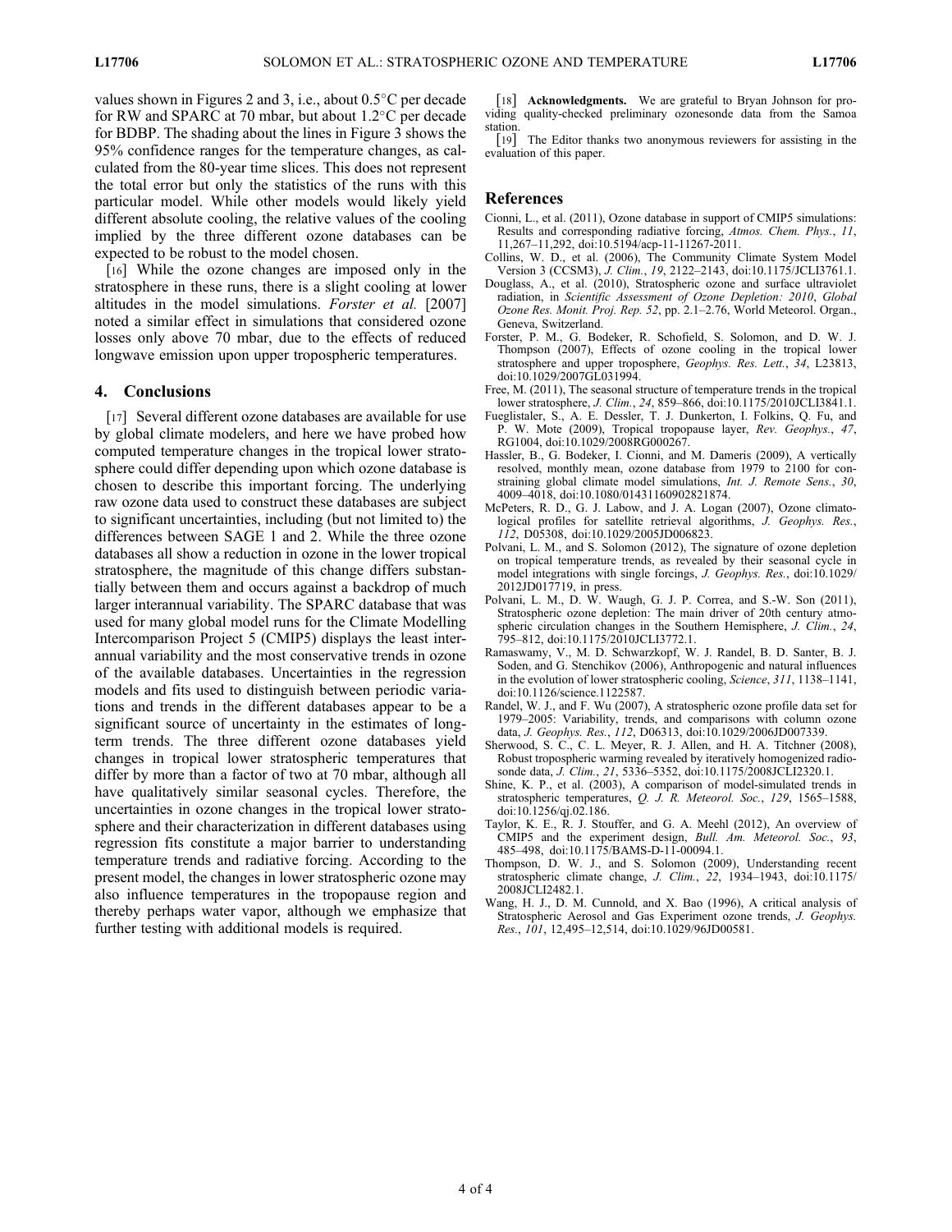values shown in Figures 2 and 3, i.e., about 0.5°C per decade for RW and SPARC at 70 mbar, but about 1.2°C per decade for BDBP. The shading about the lines in Figure 3 shows the 95% confidence ranges for the temperature changes, as calculated from the 80-year time slices. This does not represent the total error but only the statistics of the runs with this particular model. While other models would likely yield different absolute cooling, the relative values of the cooling implied by the three different ozone databases can be expected to be robust to the model chosen.

[16] While the ozone changes are imposed only in the stratosphere in these runs, there is a slight cooling at lower altitudes in the model simulations. *Forster et al.* [2007] noted a similar effect in simulations that considered ozone losses only above 70 mbar, due to the effects of reduced longwave emission upon upper tropospheric temperatures.

## 4. Conclusions

[17] Several different ozone databases are available for use by global climate modelers, and here we have probed how computed temperature changes in the tropical lower stratosphere could differ depending upon which ozone database is chosen to describe this important forcing. The underlying raw ozone data used to construct these databases are subject to significant uncertainties, including (but not limited to) the differences between SAGE 1 and 2. While the three ozone databases all show a reduction in ozone in the lower tropical stratosphere, the magnitude of this change differs substantially between them and occurs against a backdrop of much larger interannual variability. The SPARC database that was used for many global model runs for the Climate Modelling Intercomparison Project 5 (CMIP5) displays the least interannual variability and the most conservative trends in ozone of the available databases. Uncertainties in the regression models and fits used to distinguish between periodic variations and trends in the different databases appear to be a significant source of uncertainty in the estimates of long-term trends. The three different ozone databases yield changes in tropical lower stratospheric temperatures that differ by more than a factor of two at 70 mbar, although all have qualitatively similar seasonal cycles. Therefore, the uncertainties in ozone changes in the tropical lower stratosphere and their characterization in different databases using regression fits constitute a major barrier to understanding temperature trends and radiative forcing. According to the present model, the changes in lower stratospheric ozone may also influence temperatures in the tropopause region and thereby perhaps water vapor, although we emphasize that further testing with additional models is required.

[18] **Acknowledgments.** We are grateful to Bryan Johnson for providing quality-checked preliminary ozonesonde data from the Samoa station.

[19] The Editor thanks two anonymous reviewers for assisting in the evaluation of this paper.

## References

Cionni, L., et al. (2011), Ozone database in support of CMIP5 simulations: Results and corresponding radiative forcing, *Atmos. Chem. Phys.*, *11*, 11,267–11,292, doi:10.5194/acp-11-11267-2011.

Collins, W. D., et al. (2006), The Community Climate System Model Version 3 (CCSM3), *J. Clim.*, *19*, 2122–2143, doi:10.1175/JCLI3761.1.

Douglass, A., et al. (2010), Stratospheric ozone and surface ultraviolet radiation, in *Scientific Assessment of Ozone Depletion: 2010*, *Global Ozone Res. Monit. Proj. Rep. 52*, pp. 2.1–2.76, World Meteorol. Organ., Geneva, Switzerland.

Forster, P. M., G. Bodeker, R. Schofield, S. Solomon, and D. W. J. Thompson (2007), Effects of ozone cooling in the tropical lower stratosphere and upper troposphere, *Geophys. Res. Lett.*, *34*, L23813, doi:10.1029/2007GL031994.

Free, M. (2011), The seasonal structure of temperature trends in the tropical lower stratosphere, *J. Clim.*, *24*, 859–866, doi:10.1175/2010JCLI3841.1.

Fueglistaler, S., A. E. Dessler, T. J. Dunkerton, I. Folkins, Q. Fu, and P. W. Mote (2009), Tropical tropopause layer, *Rev. Geophys.*, *47*, RG1004, doi:10.1029/2008RG000267.

Hassler, B., G. Bodeker, I. Cionni, and M. Dameris (2009), A vertically resolved, monthly mean, ozone database from 1979 to 2100 for constraining global climate model simulations, *Int. J. Remote Sens.*, *30*, 4009–4018, doi:10.1080/01431160902821874.

McPeters, R. D., G. J. Labow, and J. A. Logan (2007), Ozone climatological profiles for satellite retrieval algorithms, *J. Geophys. Res.*, *112*, D05308, doi:10.1029/2005JD006823.

Polvani, L. M., and S. Solomon (2012), The signature of ozone depletion on tropical temperature trends, as revealed by their seasonal cycle in model integrations with single forcings, *J. Geophys. Res.*, doi:10.1029/2012JD017719, in press.

Polvani, L. M., D. W. Waugh, G. J. P. Correa, and S.-W. Son (2011), Stratospheric ozone depletion: The main driver of 20th century atmospheric circulation changes in the Southern Hemisphere, *J. Clim.*, *24*, 795–812, doi:10.1175/2010JCLI3772.1.

Ramaswamy, V., M. D. Schwarzkopf, W. J. Randel, B. D. Santer, B. J. Soden, and G. Stenchikov (2006), Anthropogenic and natural influences in the evolution of lower stratospheric cooling, *Science*, *311*, 1138–1141, doi:10.1126/science.1122587.

Randel, W. J., and F. Wu (2007), A stratospheric ozone profile data set for 1979–2005: Variability, trends, and comparisons with column ozone data, *J. Geophys. Res.*, *112*, D06313, doi:10.1029/2006JD007339.

Sherwood, S. C., C. L. Meyer, R. J. Allen, and H. A. Titchner (2008), Robust tropospheric warming revealed by iteratively homogenized radiosonde data, *J. Clim.*, *21*, 5336–5352, doi:10.1175/2008JCLI2320.1.

Shine, K. P., et al. (2003), A comparison of model-simulated trends in stratospheric temperatures, *Q. J. R. Meteorol. Soc.*, *129*, 1565–1588, doi:10.1256/qj.02.186.

Taylor, K. E., R. J. Stouffer, and G. A. Meehl (2012), An overview of CMIP5 and the experiment design, *Bull. Am. Meteorol. Soc.*, *93*, 485–498, doi:10.1175/BAMS-D-11-00094.1.

Thompson, D. W. J., and S. Solomon (2009), Understanding recent stratospheric climate change, *J. Clim.*, *22*, 1934–1943, doi:10.1175/2008JCLI2482.1.

Wang, H. J., D. M. Cunnold, and X. Bao (1996), A critical analysis of Stratospheric Aerosol and Gas Experiment ozone trends, *J. Geophys. Res.*, *101*, 12,495–12,514, doi:10.1029/96JD00581.